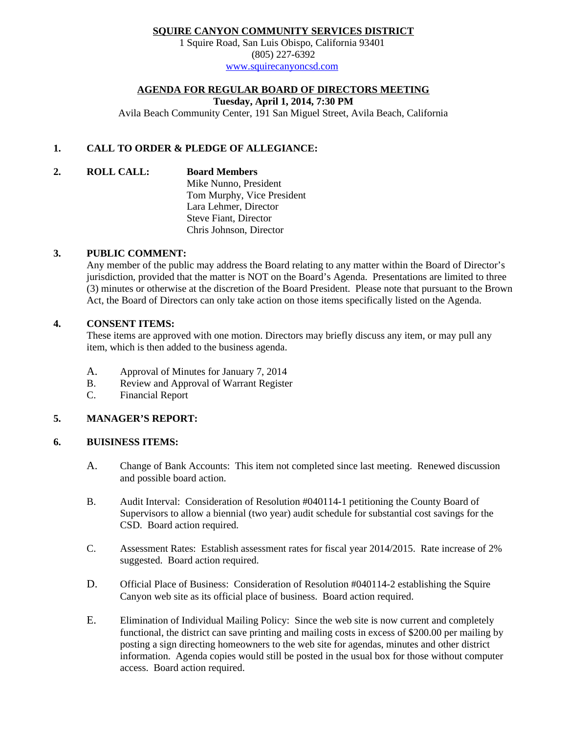**SQUIRE CANYON COMMUNITY SERVICES DISTRICT**

1 Squire Road, San Luis Obispo, California 93401
(805) 227-6392
www.squirecanyoncsd.com

## AGENDA FOR REGULAR BOARD OF DIRECTORS MEETING

**Tuesday, April 1, 2014, 7:30 PM**

Avila Beach Community Center, 191 San Miguel Street, Avila Beach, California

**1. CALL TO ORDER & PLEDGE OF ALLEGIANCE:**

**2. ROLL CALL:** **Board Members**
Mike Nunno, President
Tom Murphy, Vice President
Lara Lehmer, Director
Steve Fiant, Director
Chris Johnson, Director

**3. PUBLIC COMMENT:**
Any member of the public may address the Board relating to any matter within the Board of Director's jurisdiction, provided that the matter is NOT on the Board's Agenda. Presentations are limited to three (3) minutes or otherwise at the discretion of the Board President. Please note that pursuant to the Brown Act, the Board of Directors can only take action on those items specifically listed on the Agenda.

**4. CONSENT ITEMS:**
These items are approved with one motion. Directors may briefly discuss any item, or may pull any item, which is then added to the business agenda.

A. Approval of Minutes for January 7, 2014
B. Review and Approval of Warrant Register
C. Financial Report

**5. MANAGER'S REPORT:**

**6. BUISINESS ITEMS:**

A. Change of Bank Accounts: This item not completed since last meeting. Renewed discussion and possible board action.

B. Audit Interval: Consideration of Resolution #040114-1 petitioning the County Board of Supervisors to allow a biennial (two year) audit schedule for substantial cost savings for the CSD. Board action required.

C. Assessment Rates: Establish assessment rates for fiscal year 2014/2015. Rate increase of 2% suggested. Board action required.

D. Official Place of Business: Consideration of Resolution #040114-2 establishing the Squire Canyon web site as its official place of business. Board action required.

E. Elimination of Individual Mailing Policy: Since the web site is now current and completely functional, the district can save printing and mailing costs in excess of $200.00 per mailing by posting a sign directing homeowners to the web site for agendas, minutes and other district information. Agenda copies would still be posted in the usual box for those without computer access. Board action required.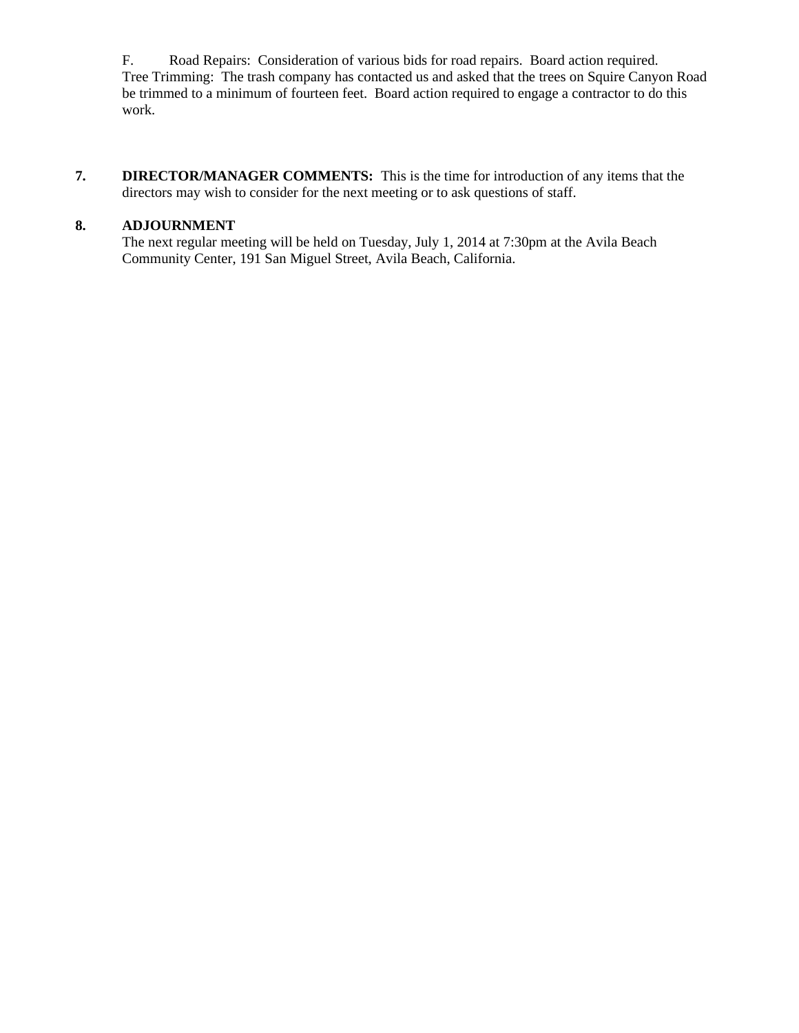F. Road Repairs: Consideration of various bids for road repairs. Board action required.
Tree Trimming: The trash company has contacted us and asked that the trees on Squire Canyon Road be trimmed to a minimum of fourteen feet. Board action required to engage a contractor to do this work.

**7. DIRECTOR/MANAGER COMMENTS:** This is the time for introduction of any items that the directors may wish to consider for the next meeting or to ask questions of staff.

**8. ADJOURNMENT**
The next regular meeting will be held on Tuesday, July 1, 2014 at 7:30pm at the Avila Beach Community Center, 191 San Miguel Street, Avila Beach, California.